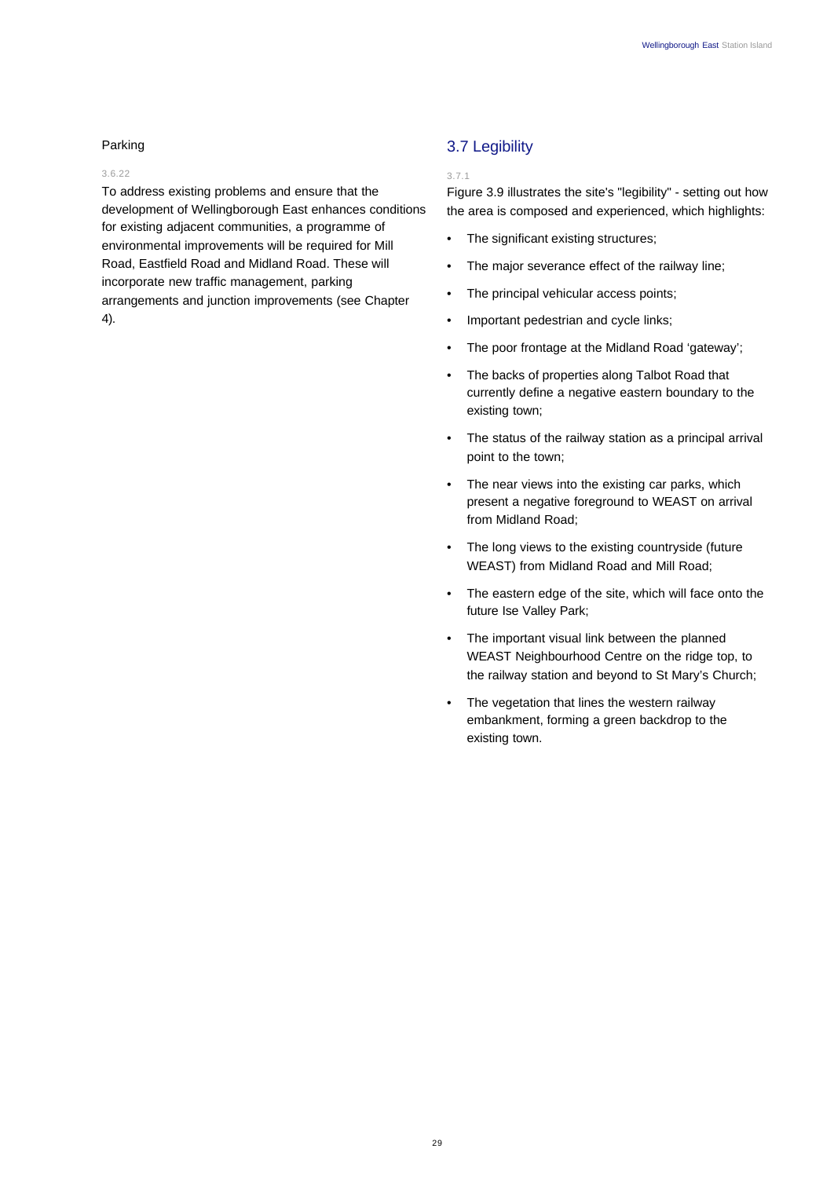### Parking

3.6.22

To address existing problems and ensure that the development of Wellingborough East enhances conditions for existing adjacent communities, a programme of environmental improvements will be required for Mill Road, Eastfield Road and Midland Road. These will incorporate new traffic management, parking arrangements and junction improvements (see Chapter 4).

## 3.7 Legibility

3.7.1

Figure 3.9 illustrates the site's "legibility" - setting out how the area is composed and experienced, which highlights:

- The significant existing structures;
- The major severance effect of the railway line;
- The principal vehicular access points;
- Important pedestrian and cycle links;
- The poor frontage at the Midland Road 'gateway';
- The backs of properties along Talbot Road that currently define a negative eastern boundary to the existing town;
- The status of the railway station as a principal arrival point to the town;
- The near views into the existing car parks, which present a negative foreground to WEAST on arrival from Midland Road;
- The long views to the existing countryside (future WEAST) from Midland Road and Mill Road;
- The eastern edge of the site, which will face onto the future Ise Valley Park;
- The important visual link between the planned WEAST Neighbourhood Centre on the ridge top, to the railway station and beyond to St Mary's Church;
- The vegetation that lines the western railway embankment, forming a green backdrop to the existing town.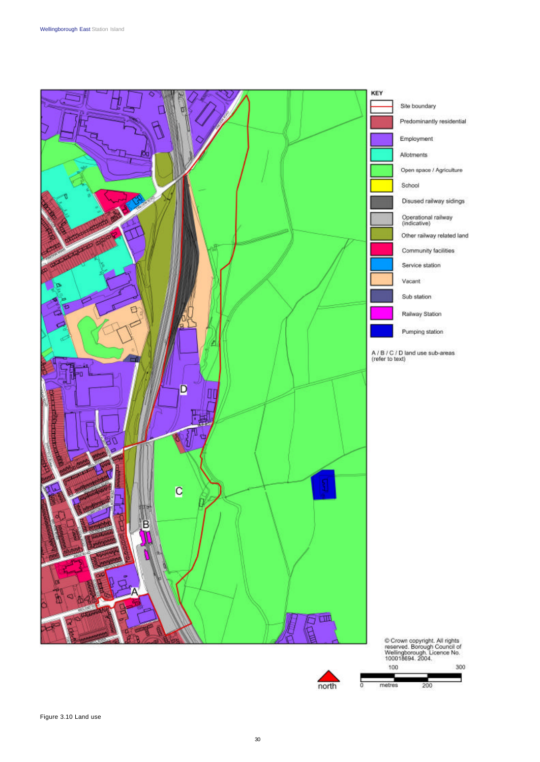Figure 3.10 Land use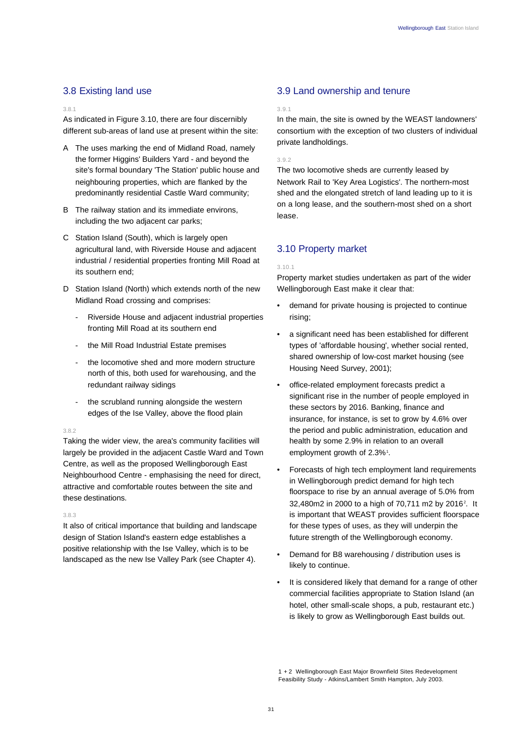## 3.8 Existing land use

3.8.1

As indicated in Figure 3.10, there are four discernibly different sub-areas of land use at present within the site:

A The uses marking the end of Midland Road, namely the former Higgins' Builders Yard - and beyond the site's formal boundary 'The Station' public house and neighbouring properties, which are flanked by the predominantly residential Castle Ward community;

B The railway station and its immediate environs, including the two adjacent car parks;

C Station Island (South), which is largely open agricultural land, with Riverside House and adjacent industrial / residential properties fronting Mill Road at its southern end;

D Station Island (North) which extends north of the new Midland Road crossing and comprises:

- Riverside House and adjacent industrial properties fronting Mill Road at its southern end
- the Mill Road Industrial Estate premises
- the locomotive shed and more modern structure north of this, both used for warehousing, and the redundant railway sidings
- the scrubland running alongside the western edges of the Ise Valley, above the flood plain

3.8.2

Taking the wider view, the area's community facilities will largely be provided in the adjacent Castle Ward and Town Centre, as well as the proposed Wellingborough East Neighbourhood Centre - emphasising the need for direct, attractive and comfortable routes between the site and these destinations.

3.8.3

It also of critical importance that building and landscape design of Station Island's eastern edge establishes a positive relationship with the Ise Valley, which is to be landscaped as the new Ise Valley Park (see Chapter 4).

## 3.9 Land ownership and tenure

3.9.1

In the main, the site is owned by the WEAST landowners' consortium with the exception of two clusters of individual private landholdings.

3.9.2

The two locomotive sheds are currently leased by Network Rail to 'Key Area Logistics'. The northern-most shed and the elongated stretch of land leading up to it is on a long lease, and the southern-most shed on a short lease.

## 3.10 Property market

3.10.1

Property market studies undertaken as part of the wider Wellingborough East make it clear that:

- demand for private housing is projected to continue rising;
- a significant need has been established for different types of 'affordable housing', whether social rented, shared ownership of low-cost market housing (see Housing Need Survey, 2001);
- office-related employment forecasts predict a significant rise in the number of people employed in these sectors by 2016. Banking, finance and insurance, for instance, is set to grow by 4.6% over the period and public administration, education and health by some 2.9% in relation to an overall employment growth of 2.3%[1].
- Forecasts of high tech employment land requirements in Wellingborough predict demand for high tech floorspace to rise by an annual average of 5.0% from 32,480m2 in 2000 to a high of 70,711 m2 by 2016[2]. It is important that WEAST provides sufficient floorspace for these types of uses, as they will underpin the future strength of the Wellingborough economy.
- Demand for B8 warehousing / distribution uses is likely to continue.
- It is considered likely that demand for a range of other commercial facilities appropriate to Station Island (an hotel, other small-scale shops, a pub, restaurant etc.) is likely to grow as Wellingborough East builds out.

1 + 2 Wellingborough East Major Brownfield Sites Redevelopment Feasibility Study - Atkins/Lambert Smith Hampton, July 2003.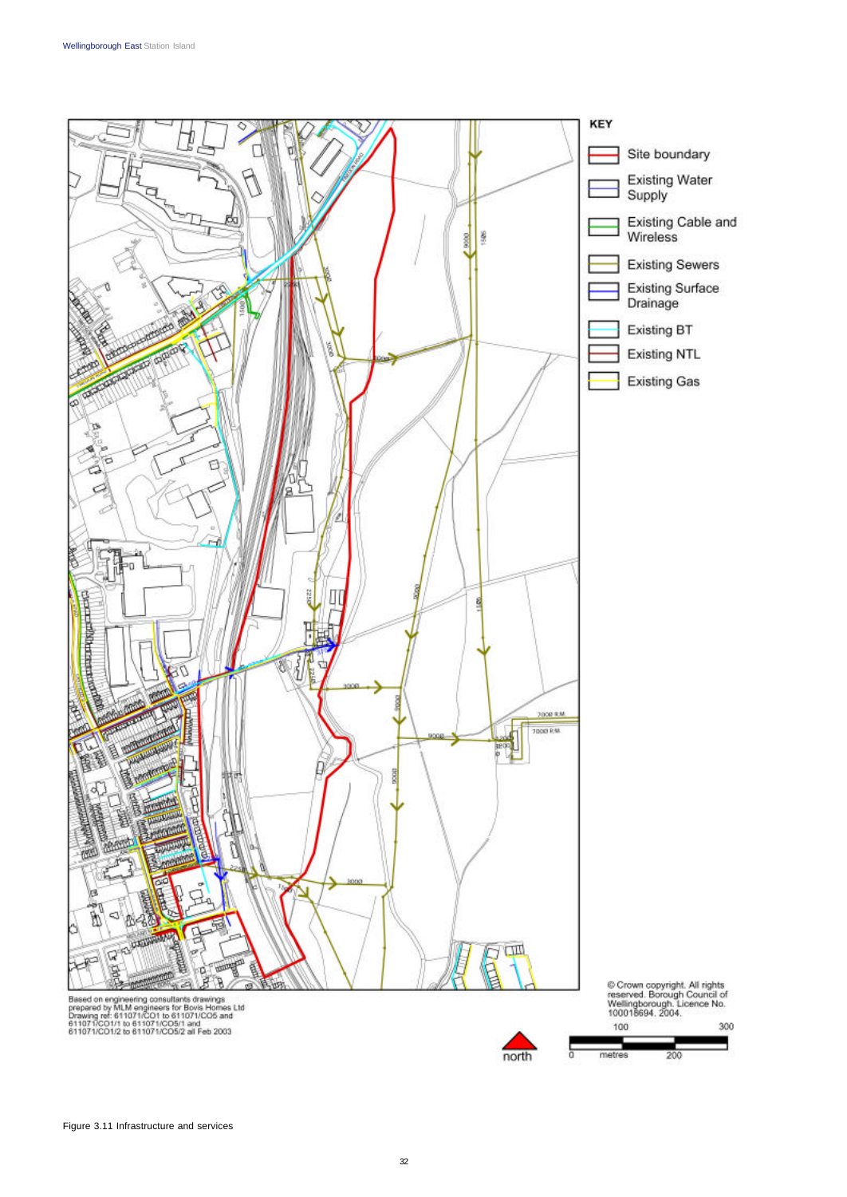KEY

- Site boundary
- Existing Water Supply
- Existing Cable and Wireless
- Existing Sewers
- Existing Surface Drainage
- Existing BT
- Existing NTL
- Existing Gas

Based on engineering consultants drawings prepared by MLM engineers for Bovis Homes Ltd
Drawing ref: 611071/CO1 to 611071/CO5 and 611071/CO1/1 to 611071/CO5/1 and 611071/CO1/2 to 611071/CO5/2 all Feb 2003

© Crown copyright. All rights reserved. Borough Council of Wellingborough. Licence No. 100018694. 2004.

Figure 3.11 Infrastructure and services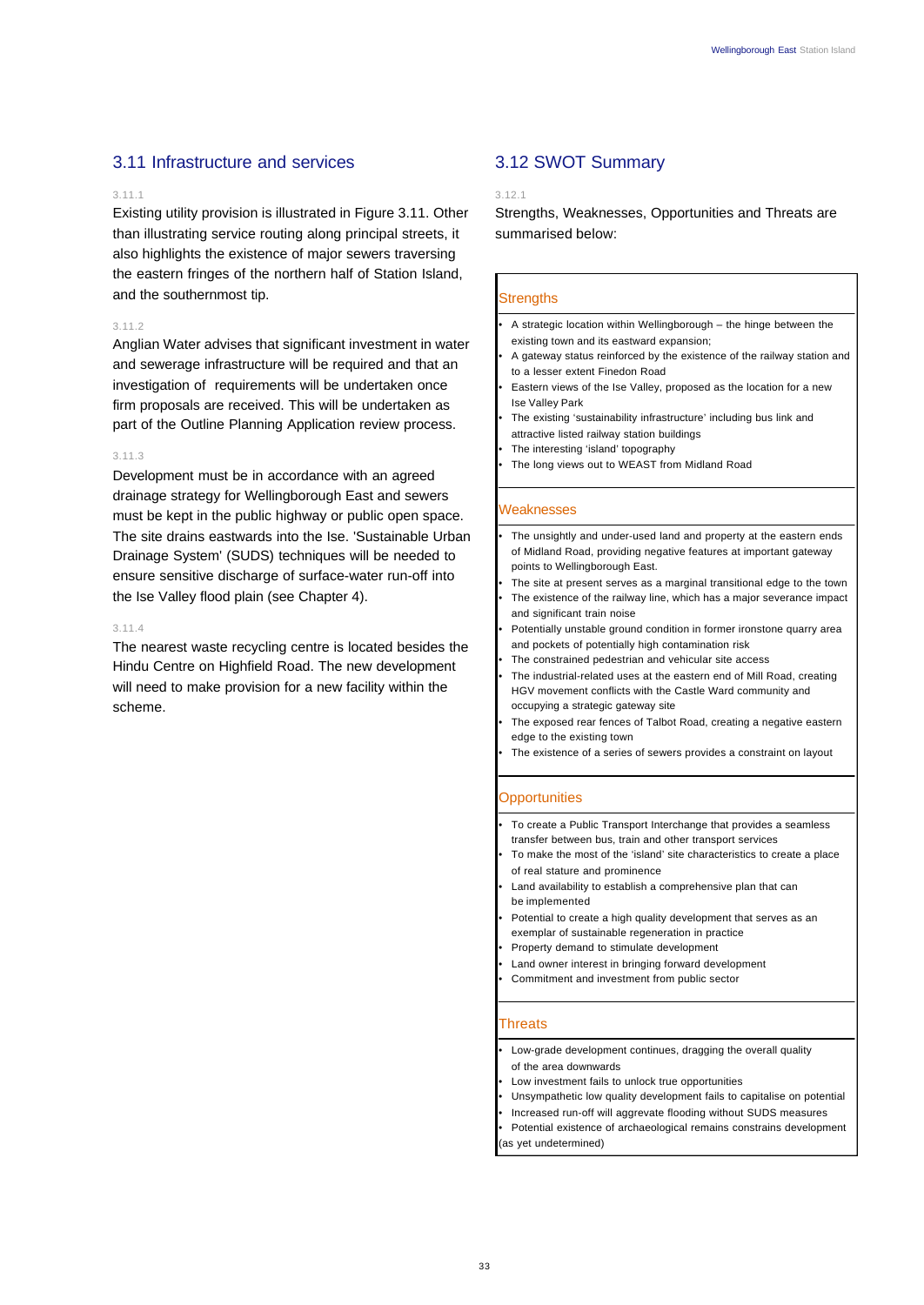## 3.11 Infrastructure and services

3.11.1

Existing utility provision is illustrated in Figure 3.11. Other than illustrating service routing along principal streets, it also highlights the existence of major sewers traversing the eastern fringes of the northern half of Station Island, and the southernmost tip.

3.11.2

Anglian Water advises that significant investment in water and sewerage infrastructure will be required and that an investigation of requirements will be undertaken once firm proposals are received. This will be undertaken as part of the Outline Planning Application review process.

3.11.3

Development must be in accordance with an agreed drainage strategy for Wellingborough East and sewers must be kept in the public highway or public open space. The site drains eastwards into the Ise. 'Sustainable Urban Drainage System' (SUDS) techniques will be needed to ensure sensitive discharge of surface-water run-off into the Ise Valley flood plain (see Chapter 4).

3.11.4

The nearest waste recycling centre is located besides the Hindu Centre on Highfield Road. The new development will need to make provision for a new facility within the scheme.

## 3.12 SWOT Summary

3.12.1

Strengths, Weaknesses, Opportunities and Threats are summarised below:

### Strengths

- A strategic location within Wellingborough – the hinge between the existing town and its eastward expansion;
- A gateway status reinforced by the existence of the railway station and to a lesser extent Finedon Road
- Eastern views of the Ise Valley, proposed as the location for a new Ise Valley Park
- The existing 'sustainability infrastructure' including bus link and attractive listed railway station buildings
- The interesting 'island' topography
- The long views out to WEAST from Midland Road

### Weaknesses

- The unsightly and under-used land and property at the eastern ends of Midland Road, providing negative features at important gateway points to Wellingborough East.
- The site at present serves as a marginal transitional edge to the town
- The existence of the railway line, which has a major severance impact and significant train noise
- Potentially unstable ground condition in former ironstone quarry area and pockets of potentially high contamination risk
- The constrained pedestrian and vehicular site access
- The industrial-related uses at the eastern end of Mill Road, creating HGV movement conflicts with the Castle Ward community and occupying a strategic gateway site
- The exposed rear fences of Talbot Road, creating a negative eastern edge to the existing town
- The existence of a series of sewers provides a constraint on layout

### Opportunities

- To create a Public Transport Interchange that provides a seamless transfer between bus, train and other transport services
- To make the most of the 'island' site characteristics to create a place of real stature and prominence
- Land availability to establish a comprehensive plan that can be implemented
- Potential to create a high quality development that serves as an exemplar of sustainable regeneration in practice
- Property demand to stimulate development
- Land owner interest in bringing forward development
- Commitment and investment from public sector

### Threats

- Low-grade development continues, dragging the overall quality of the area downwards
- Low investment fails to unlock true opportunities
- Unsympathetic low quality development fails to capitalise on potential
- Increased run-off will aggrevate flooding without SUDS measures
- Potential existence of archaeological remains constrains development (as yet undetermined)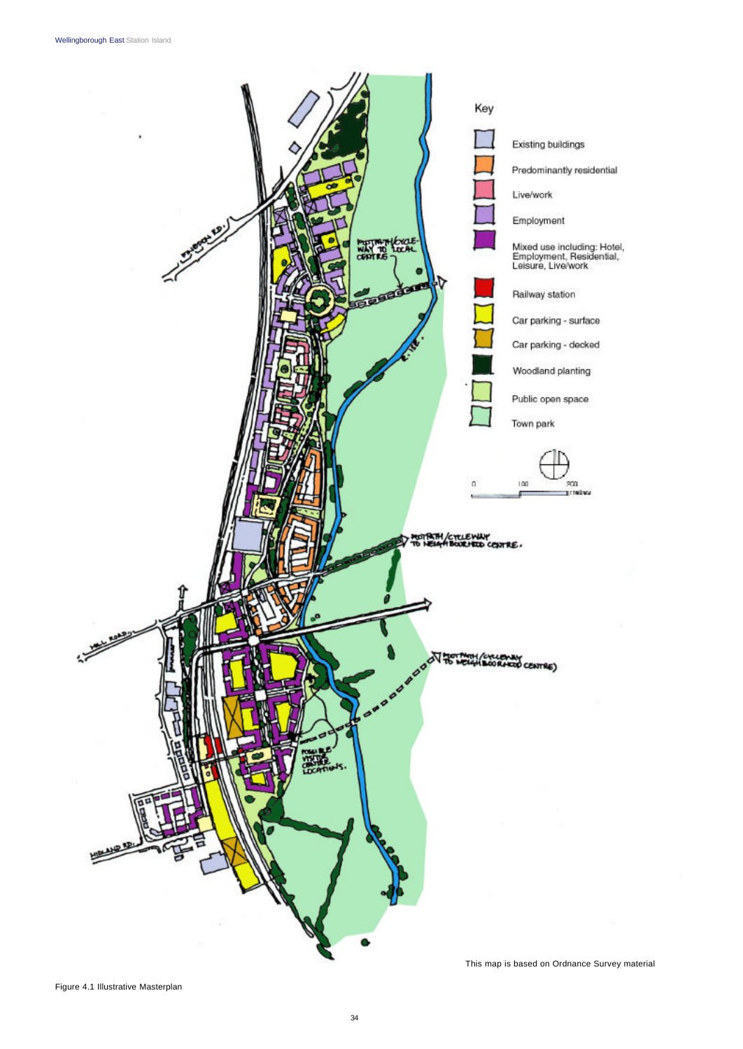Key

Existing buildings

Predominantly residential

Live/work

Employment

Mixed use including: Hotel, Employment, Residential, Leisure, Live/work

Railway station

Car parking - surface

Car parking - decked

Woodland planting

Public open space

Town park

0 100 200 metres

FOOTPATH/CYCLEWAY TO LOCAL CENTRE

FOOTPATH/CYCLEWAY TO NEIGHBOURHOOD CENTRE.

FOOTPATH/CYCLEWAY TO NEIGHBOURHOOD CENTRE)

POSSIBLE VISITOR CENTRE LOCATIONS.

FINEDON RD.

MILL ROAD

MIDLAND RD.

This map is based on Ordnance Survey material

Figure 4.1 Illustrative Masterplan